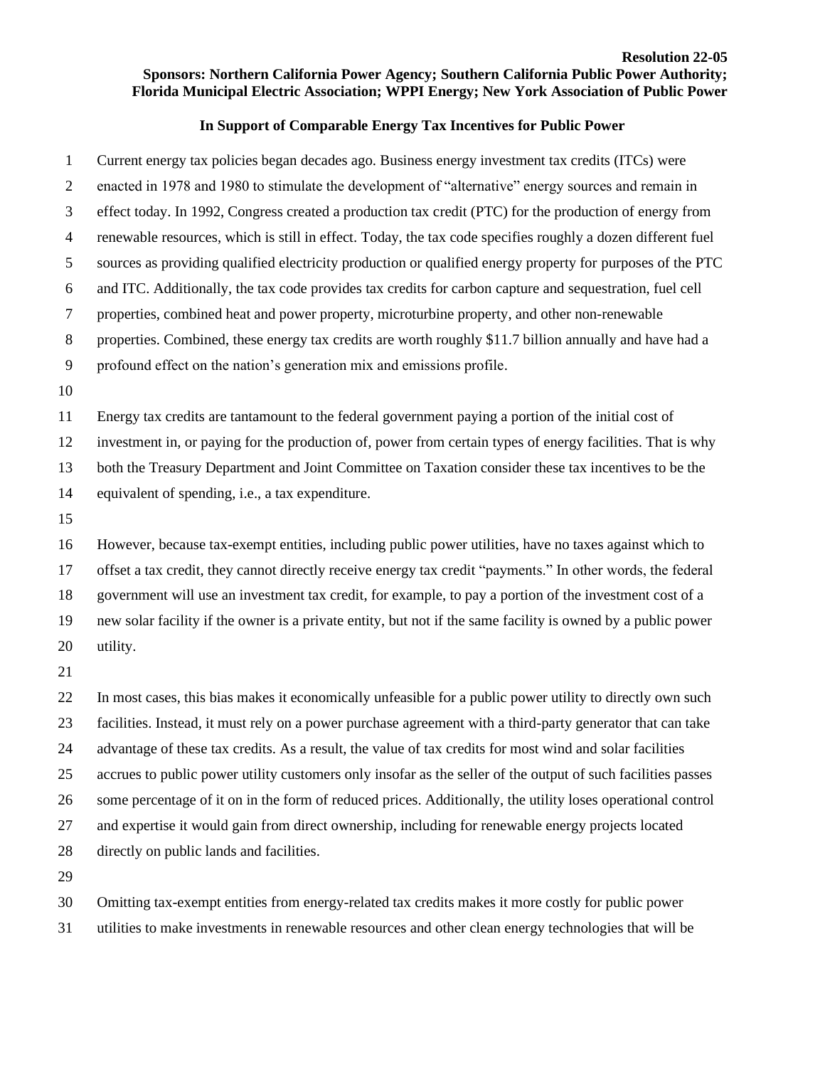**Resolution 22-05**

**Sponsors: Northern California Power Agency; Southern California Public Power Authority; Florida Municipal Electric Association; WPPI Energy; New York Association of Public Power**

**In Support of Comparable Energy Tax Incentives for Public Power**

Current energy tax policies began decades ago. Business energy investment tax credits (ITCs) were enacted in 1978 and 1980 to stimulate the development of "alternative" energy sources and remain in effect today. In 1992, Congress created a production tax credit (PTC) for the production of energy from renewable resources, which is still in effect. Today, the tax code specifies roughly a dozen different fuel sources as providing qualified electricity production or qualified energy property for purposes of the PTC and ITC. Additionally, the tax code provides tax credits for carbon capture and sequestration, fuel cell properties, combined heat and power property, microturbine property, and other non-renewable properties. Combined, these energy tax credits are worth roughly $11.7 billion annually and have had a profound effect on the nation's generation mix and emissions profile.

Energy tax credits are tantamount to the federal government paying a portion of the initial cost of investment in, or paying for the production of, power from certain types of energy facilities. That is why both the Treasury Department and Joint Committee on Taxation consider these tax incentives to be the equivalent of spending, i.e., a tax expenditure.

However, because tax-exempt entities, including public power utilities, have no taxes against which to offset a tax credit, they cannot directly receive energy tax credit "payments." In other words, the federal government will use an investment tax credit, for example, to pay a portion of the investment cost of a new solar facility if the owner is a private entity, but not if the same facility is owned by a public power utility.

In most cases, this bias makes it economically unfeasible for a public power utility to directly own such facilities. Instead, it must rely on a power purchase agreement with a third-party generator that can take advantage of these tax credits. As a result, the value of tax credits for most wind and solar facilities accrues to public power utility customers only insofar as the seller of the output of such facilities passes some percentage of it on in the form of reduced prices. Additionally, the utility loses operational control and expertise it would gain from direct ownership, including for renewable energy projects located directly on public lands and facilities.

Omitting tax-exempt entities from energy-related tax credits makes it more costly for public power utilities to make investments in renewable resources and other clean energy technologies that will be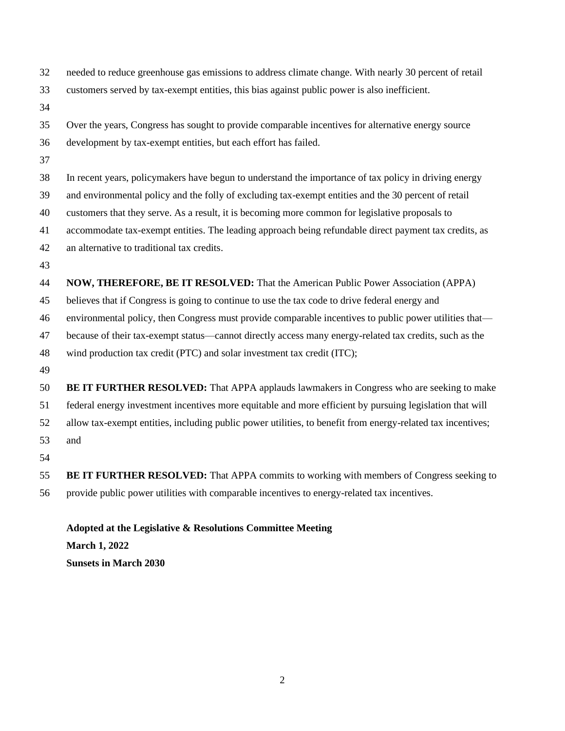needed to reduce greenhouse gas emissions to address climate change. With nearly 30 percent of retail customers served by tax-exempt entities, this bias against public power is also inefficient.

Over the years, Congress has sought to provide comparable incentives for alternative energy source development by tax-exempt entities, but each effort has failed.

In recent years, policymakers have begun to understand the importance of tax policy in driving energy and environmental policy and the folly of excluding tax-exempt entities and the 30 percent of retail customers that they serve. As a result, it is becoming more common for legislative proposals to accommodate tax-exempt entities. The leading approach being refundable direct payment tax credits, as an alternative to traditional tax credits.

**NOW, THEREFORE, BE IT RESOLVED:** That the American Public Power Association (APPA) believes that if Congress is going to continue to use the tax code to drive federal energy and environmental policy, then Congress must provide comparable incentives to public power utilities that—because of their tax-exempt status—cannot directly access many energy-related tax credits, such as the wind production tax credit (PTC) and solar investment tax credit (ITC);

**BE IT FURTHER RESOLVED:** That APPA applauds lawmakers in Congress who are seeking to make federal energy investment incentives more equitable and more efficient by pursuing legislation that will allow tax-exempt entities, including public power utilities, to benefit from energy-related tax incentives; and

**BE IT FURTHER RESOLVED:** That APPA commits to working with members of Congress seeking to provide public power utilities with comparable incentives to energy-related tax incentives.

**Adopted at the Legislative & Resolutions Committee Meeting**
**March 1, 2022**
**Sunsets in March 2030**